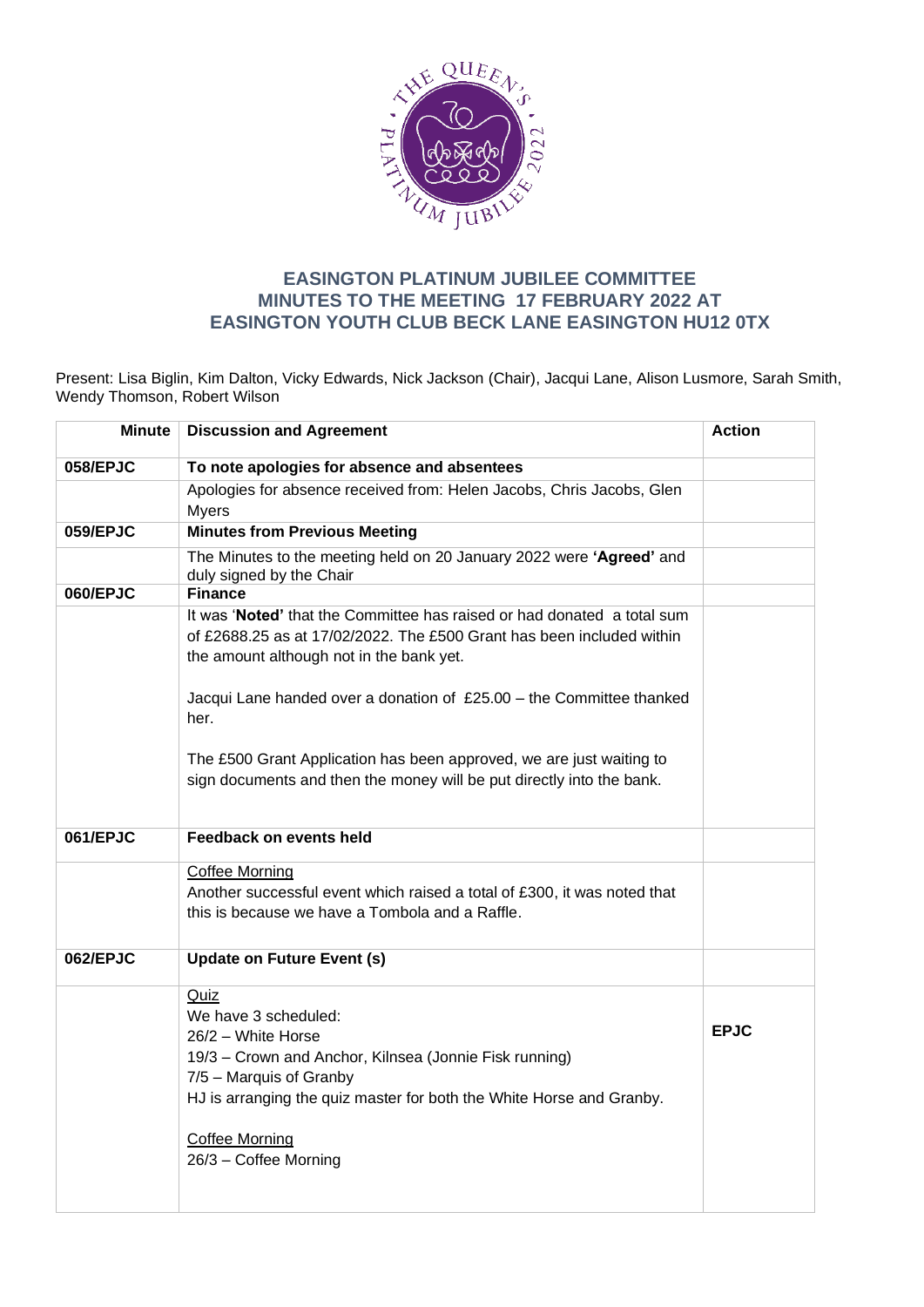## EASINGTON PLATINUM JUBILEE COMMITTEE
## MINUTES TO THE MEETING 17 FEBRUARY 2022 AT
## EASINGTON YOUTH CLUB BECK LANE EASINGTON HU12 0TX

Present: Lisa Biglin, Kim Dalton, Vicky Edwards, Nick Jackson (Chair), Jacqui Lane, Alison Lusmore, Sarah Smith, Wendy Thomson, Robert Wilson

| Minute | Discussion and Agreement | Action |
|---|---|---|
| **058/EPJC** | **To note apologies for absence and absentees** | |
| | Apologies for absence received from: Helen Jacobs, Chris Jacobs, Glen Myers | |
| **059/EPJC** | **Minutes from Previous Meeting** | |
| | The Minutes to the meeting held on 20 January 2022 were **'Agreed'** and duly signed by the Chair | |
| **060/EPJC** | **Finance** | |
| | It was '**Noted'** that the Committee has raised or had donated a total sum of £2688.25 as at 17/02/2022. The £500 Grant has been included within the amount although not in the bank yet.<br><br>Jacqui Lane handed over a donation of £25.00 – the Committee thanked her.<br><br>The £500 Grant Application has been approved, we are just waiting to sign documents and then the money will be put directly into the bank. | |
| **061/EPJC** | **Feedback on events held** | |
| | Coffee Morning<br>Another successful event which raised a total of £300, it was noted that this is because we have a Tombola and a Raffle. | |
| **062/EPJC** | **Update on Future Event (s)** | |
| | Quiz<br>We have 3 scheduled:<br>26/2 – White Horse<br>19/3 – Crown and Anchor, Kilnsea (Jonnie Fisk running)<br>7/5 – Marquis of Granby<br>HJ is arranging the quiz master for both the White Horse and Granby.<br><br>Coffee Morning<br>26/3 – Coffee Morning | **EPJC** |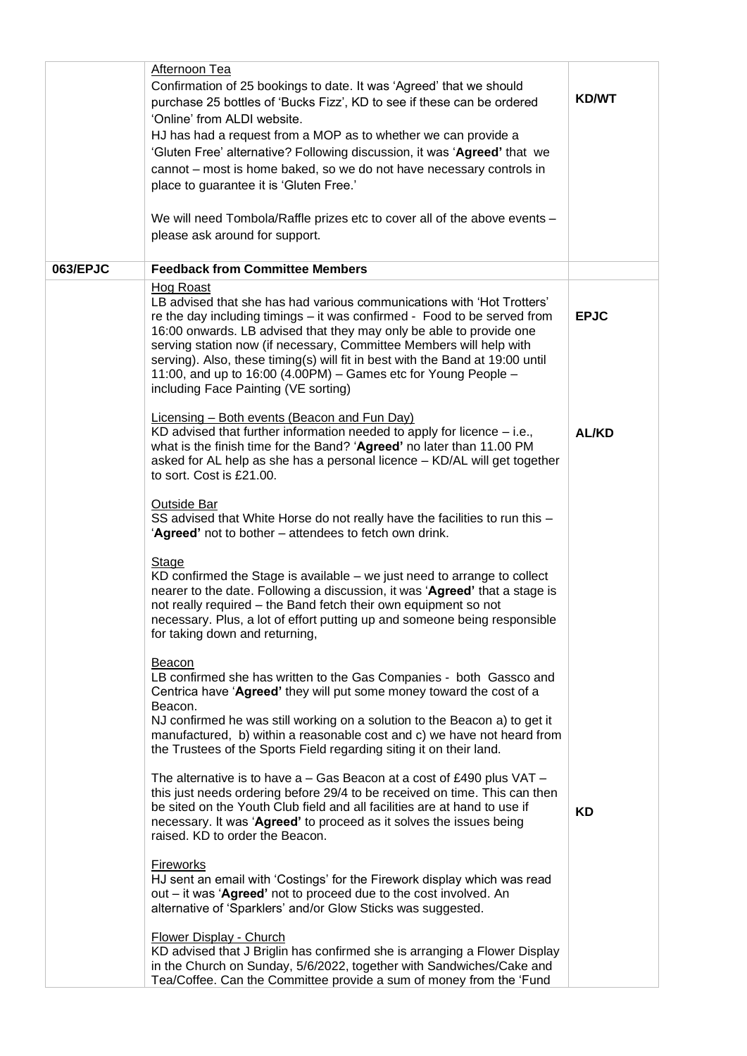| | | |
|---|---|---|
| | Afternoon Tea<br>Confirmation of 25 bookings to date. It was 'Agreed' that we should purchase 25 bottles of 'Bucks Fizz', KD to see if these can be ordered 'Online' from ALDI website.<br>HJ has had a request from a MOP as to whether we can provide a 'Gluten Free' alternative? Following discussion, it was '**Agreed**' that we cannot – most is home baked, so we do not have necessary controls in place to guarantee it is 'Gluten Free.'<br><br>We will need Tombola/Raffle prizes etc to cover all of the above events – please ask around for support. | **KD/WT** |
| **063/EPJC** | **Feedback from Committee Members** | |
| | Hog Roast<br>LB advised that she has had various communications with 'Hot Trotters' re the day including timings – it was confirmed - Food to be served from 16:00 onwards. LB advised that they may only be able to provide one serving station now (if necessary, Committee Members will help with serving). Also, these timing(s) will fit in best with the Band at 19:00 until 11:00, and up to 16:00 (4.00PM) – Games etc for Young People – including Face Painting (VE sorting)<br><br>Licensing – Both events (Beacon and Fun Day)<br>KD advised that further information needed to apply for licence – i.e., what is the finish time for the Band? '**Agreed'** no later than 11.00 PM asked for AL help as she has a personal licence – KD/AL will get together to sort. Cost is £21.00.<br><br>Outside Bar<br>SS advised that White Horse do not really have the facilities to run this – '**Agreed'** not to bother – attendees to fetch own drink.<br><br>Stage<br>KD confirmed the Stage is available – we just need to arrange to collect nearer to the date. Following a discussion, it was '**Agreed**' that a stage is not really required – the Band fetch their own equipment so not necessary. Plus, a lot of effort putting up and someone being responsible for taking down and returning,<br><br>Beacon<br>LB confirmed she has written to the Gas Companies - both Gassco and Centrica have '**Agreed**' they will put some money toward the cost of a Beacon.<br>NJ confirmed he was still working on a solution to the Beacon a) to get it manufactured, b) within a reasonable cost and c) we have not heard from the Trustees of the Sports Field regarding siting it on their land.<br><br>The alternative is to have a – Gas Beacon at a cost of £490 plus VAT – this just needs ordering before 29/4 to be received on time. This can then be sited on the Youth Club field and all facilities are at hand to use if necessary. It was '**Agreed**' to proceed as it solves the issues being raised. KD to order the Beacon.<br><br>Fireworks<br>HJ sent an email with 'Costings' for the Firework display which was read out – it was '**Agreed**' not to proceed due to the cost involved. An alternative of 'Sparklers' and/or Glow Sticks was suggested.<br><br>Flower Display - Church<br>KD advised that J Briglin has confirmed she is arranging a Flower Display in the Church on Sunday, 5/6/2022, together with Sandwiches/Cake and Tea/Coffee. Can the Committee provide a sum of money from the 'Fund | **EPJC**<br><br>**AL/KD**<br><br>**KD** |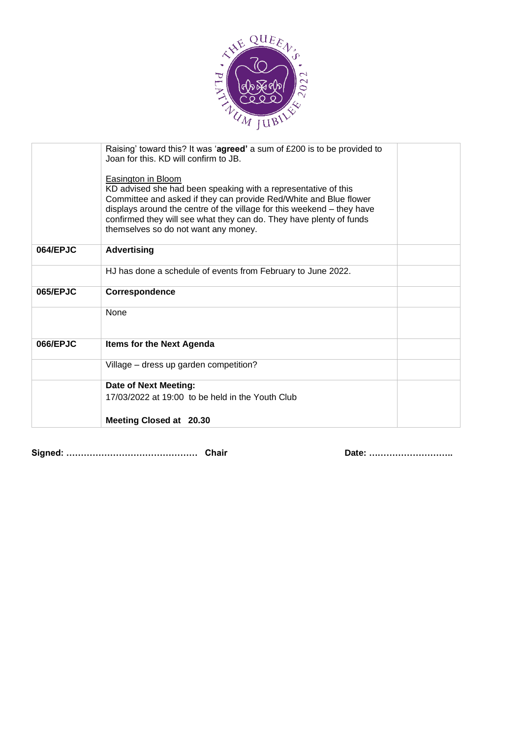| | | |
|---|---|---|
| | Raising' toward this? It was '**agreed'** a sum of £200 is to be provided to Joan for this. KD will confirm to JB.<br><br>Easington in Bloom<br>KD advised she had been speaking with a representative of this Committee and asked if they can provide Red/White and Blue flower displays around the centre of the village for this weekend – they have confirmed they will see what they can do. They have plenty of funds themselves so do not want any money. | |
| **064/EPJC** | **Advertising** | |
| | HJ has done a schedule of events from February to June 2022. | |
| **065/EPJC** | **Correspondence** | |
| | None | |
| **066/EPJC** | **Items for the Next Agenda** | |
| | Village – dress up garden competition? | |
| | **Date of Next Meeting:**<br>17/03/2022 at 19:00 to be held in the Youth Club<br><br>**Meeting Closed at 20.30** | |

**Signed: ……………………………………… Chair** **Date: ……………………….**